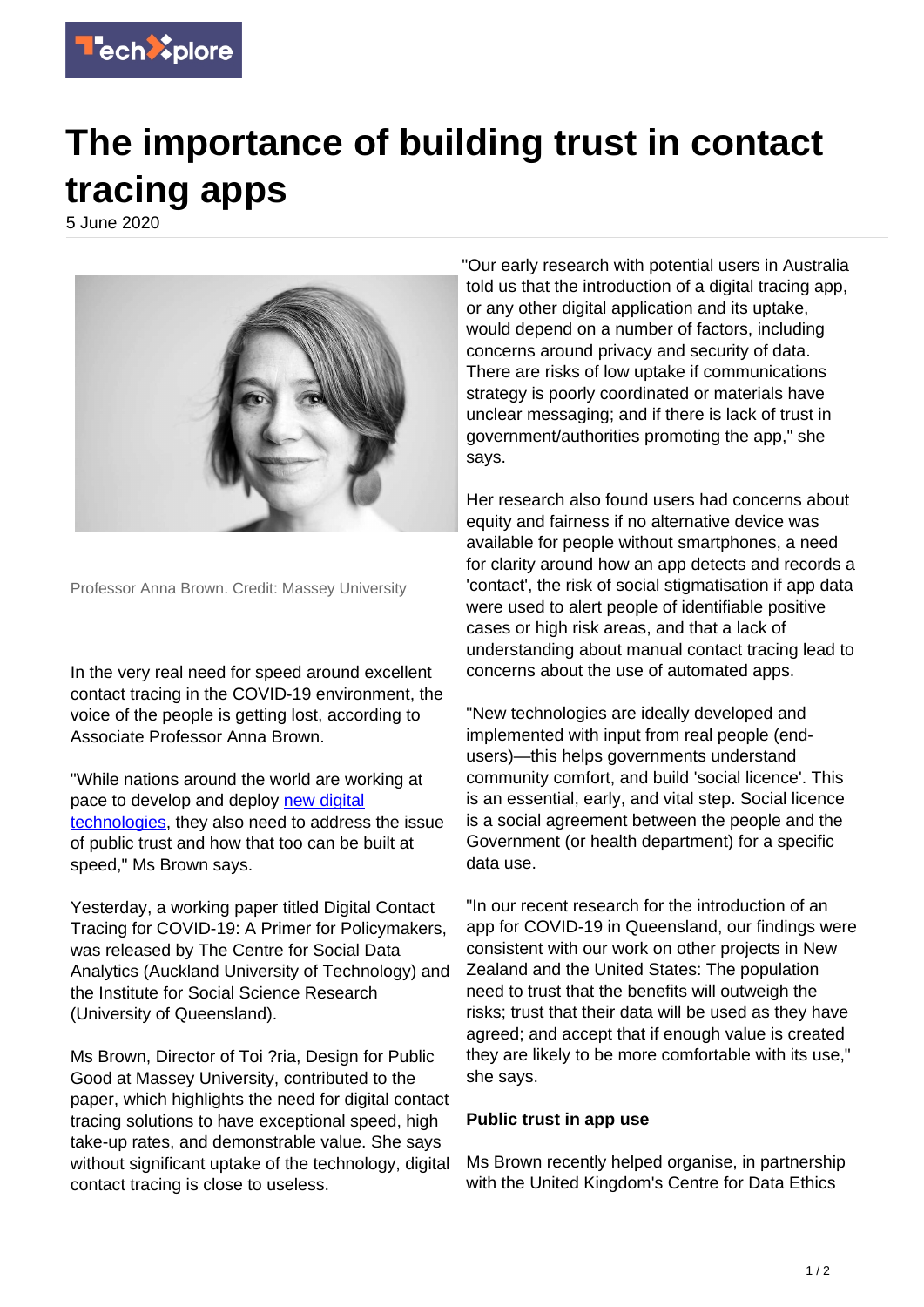# The importance of building trust in contact tracing apps

5 June 2020

Professor Anna Brown. Credit: Massey University

In the very real need for speed around excellent contact tracing in the COVID-19 environment, the voice of the people is getting lost, according to Associate Professor Anna Brown.

"While nations around the world are working at pace to develop and deploy new digital technologies, they also need to address the issue of public trust and how that too can be built at speed," Ms Brown says.

Yesterday, a working paper titled Digital Contact Tracing for COVID-19: A Primer for Policymakers, was released by The Centre for Social Data Analytics (Auckland University of Technology) and the Institute for Social Science Research (University of Queensland).

Ms Brown, Director of Toi ?ria, Design for Public Good at Massey University, contributed to the paper, which highlights the need for digital contact tracing solutions to have exceptional speed, high take-up rates, and demonstrable value. She says without significant uptake of the technology, digital contact tracing is close to useless.

"Our early research with potential users in Australia told us that the introduction of a digital tracing app, or any other digital application and its uptake, would depend on a number of factors, including concerns around privacy and security of data. There are risks of low uptake if communications strategy is poorly coordinated or materials have unclear messaging; and if there is lack of trust in government/authorities promoting the app," she says.

Her research also found users had concerns about equity and fairness if no alternative device was available for people without smartphones, a need for clarity around how an app detects and records a 'contact', the risk of social stigmatisation if app data were used to alert people of identifiable positive cases or high risk areas, and that a lack of understanding about manual contact tracing lead to concerns about the use of automated apps.

"New technologies are ideally developed and implemented with input from real people (end-users)—this helps governments understand community comfort, and build 'social licence'. This is an essential, early, and vital step. Social licence is a social agreement between the people and the Government (or health department) for a specific data use.

"In our recent research for the introduction of an app for COVID-19 in Queensland, our findings were consistent with our work on other projects in New Zealand and the United States: The population need to trust that the benefits will outweigh the risks; trust that their data will be used as they have agreed; and accept that if enough value is created they are likely to be more comfortable with its use," she says.

**Public trust in app use**

Ms Brown recently helped organise, in partnership with the United Kingdom's Centre for Data Ethics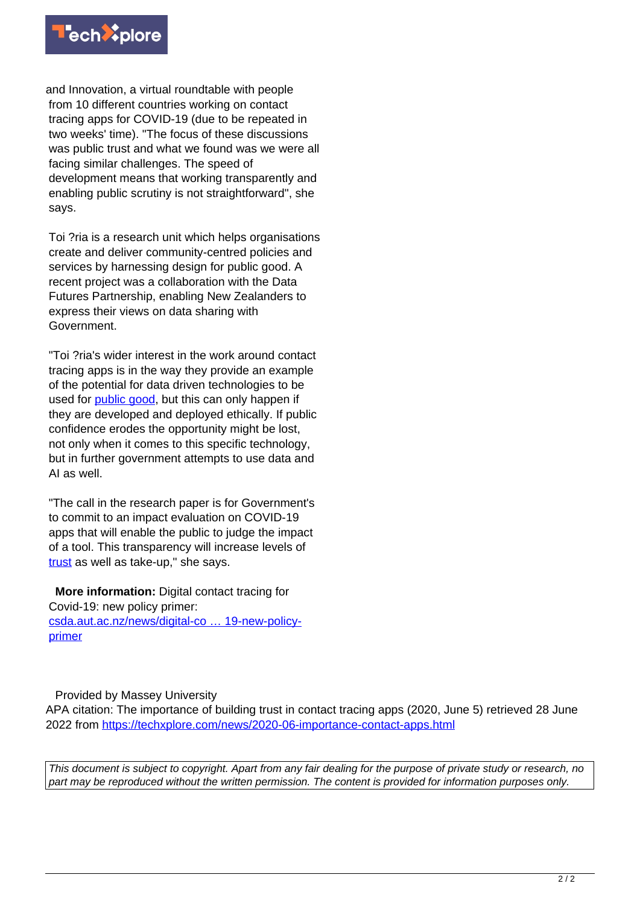and Innovation, a virtual roundtable with people from 10 different countries working on contact tracing apps for COVID-19 (due to be repeated in two weeks' time). "The focus of these discussions was public trust and what we found was we were all facing similar challenges. The speed of development means that working transparently and enabling public scrutiny is not straightforward", she says.

Toi ?ria is a research unit which helps organisations create and deliver community-centred policies and services by harnessing design for public good. A recent project was a collaboration with the Data Futures Partnership, enabling New Zealanders to express their views on data sharing with Government.

"Toi ?ria's wider interest in the work around contact tracing apps is in the way they provide an example of the potential for data driven technologies to be used for public good, but this can only happen if they are developed and deployed ethically. If public confidence erodes the opportunity might be lost, not only when it comes to this specific technology, but in further government attempts to use data and AI as well.

"The call in the research paper is for Government's to commit to an impact evaluation on COVID-19 apps that will enable the public to judge the impact of a tool. This transparency will increase levels of trust as well as take-up," she says.

**More information:** Digital contact tracing for Covid-19: new policy primer: csda.aut.ac.nz/news/digital-co … 19-new-policy-primer

Provided by Massey University

APA citation: The importance of building trust in contact tracing apps (2020, June 5) retrieved 28 June 2022 from https://techxplore.com/news/2020-06-importance-contact-apps.html

*This document is subject to copyright. Apart from any fair dealing for the purpose of private study or research, no part may be reproduced without the written permission. The content is provided for information purposes only.*